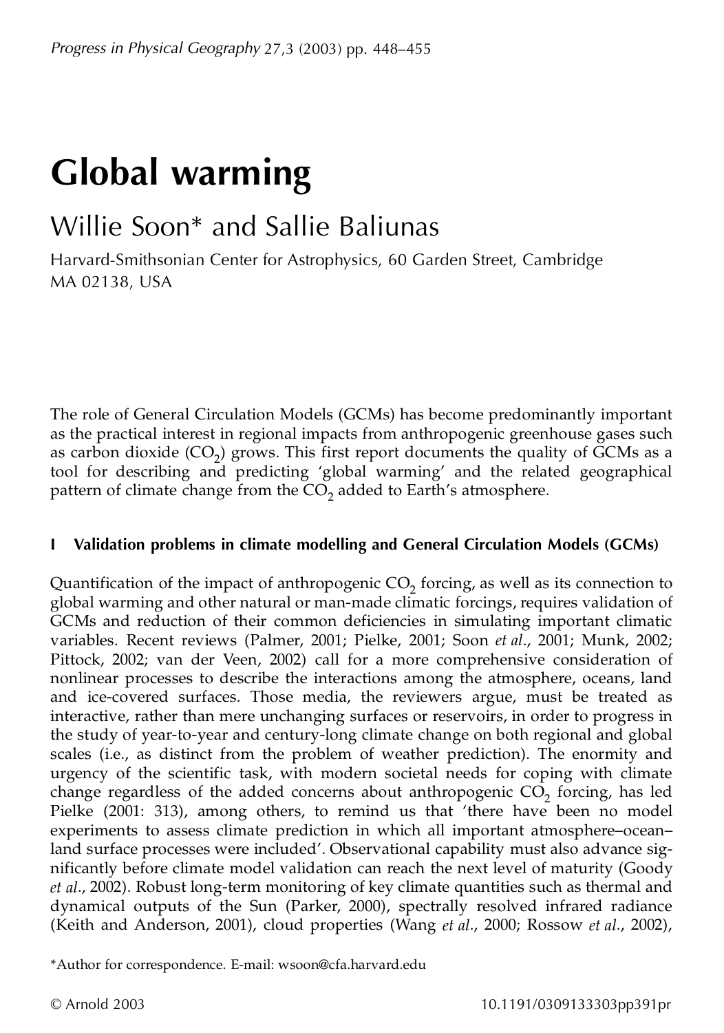# Global warming

## Willie Soon* and Sallie Baliunas

Harvard-Smithsonian Center for Astrophysics, 60 Garden Street, Cambridge MA 02138, USA

The role of General Circulation Models (GCMs) has become predominantly important as the practical interest in regional impacts from anthropogenic greenhouse gases such as carbon dioxide ($CO_2$) grows. This first report documents the quality of GCMs as a tool for describing and predicting 'global warming' and the related geographical pattern of climate change from the $CO_2$ added to Earth's atmosphere.

### I Validation problems in climate modelling and General Circulation Models (GCMs)

Quantification of the impact of anthropogenic $CO_2$ forcing, as well as its connection to global warming and other natural or man-made climatic forcings, requires validation of GCMs and reduction of their common deficiencies in simulating important climatic variables. Recent reviews (Palmer, 2001; Pielke, 2001; Soon *et al*., 2001; Munk, 2002; Pittock, 2002; van der Veen, 2002) call for a more comprehensive consideration of nonlinear processes to describe the interactions among the atmosphere, oceans, land and ice-covered surfaces. Those media, the reviewers argue, must be treated as interactive, rather than mere unchanging surfaces or reservoirs, in order to progress in the study of year-to-year and century-long climate change on both regional and global scales (i.e., as distinct from the problem of weather prediction). The enormity and urgency of the scientific task, with modern societal needs for coping with climate change regardless of the added concerns about anthropogenic $CO_2$ forcing, has led Pielke (2001: 313), among others, to remind us that 'there have been no model experiments to assess climate prediction in which all important atmosphere–ocean–land surface processes were included'. Observational capability must also advance significantly before climate model validation can reach the next level of maturity (Goody *et al*., 2002). Robust long-term monitoring of key climate quantities such as thermal and dynamical outputs of the Sun (Parker, 2000), spectrally resolved infrared radiance (Keith and Anderson, 2001), cloud properties (Wang *et al*., 2000; Rossow *et al*., 2002),

*Author for correspondence. E-mail: wsoon@cfa.harvard.edu

© Arnold 2003 10.1191/0309133303pp391pr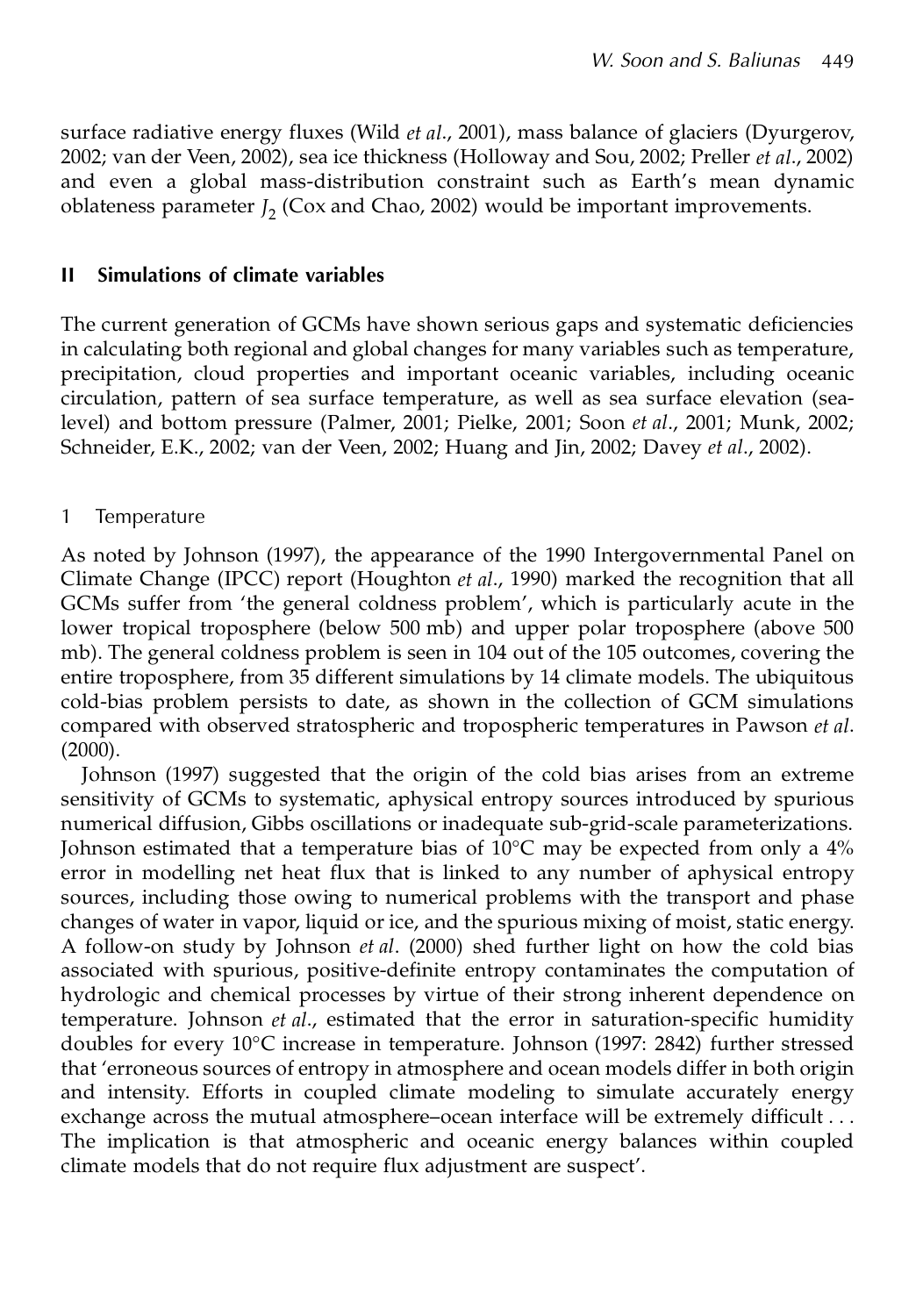surface radiative energy fluxes (Wild *et al*., 2001), mass balance of glaciers (Dyurgerov, 2002; van der Veen, 2002), sea ice thickness (Holloway and Sou, 2002; Preller *et al*., 2002) and even a global mass-distribution constraint such as Earth's mean dynamic oblateness parameter $J_2$ (Cox and Chao, 2002) would be important improvements.

## II Simulations of climate variables

The current generation of GCMs have shown serious gaps and systematic deficiencies in calculating both regional and global changes for many variables such as temperature, precipitation, cloud properties and important oceanic variables, including oceanic circulation, pattern of sea surface temperature, as well as sea surface elevation (sea-level) and bottom pressure (Palmer, 2001; Pielke, 2001; Soon *et al*., 2001; Munk, 2002; Schneider, E.K., 2002; van der Veen, 2002; Huang and Jin, 2002; Davey *et al*., 2002).

### 1 Temperature

As noted by Johnson (1997), the appearance of the 1990 Intergovernmental Panel on Climate Change (IPCC) report (Houghton *et al*., 1990) marked the recognition that all GCMs suffer from 'the general coldness problem', which is particularly acute in the lower tropical troposphere (below 500 mb) and upper polar troposphere (above 500 mb). The general coldness problem is seen in 104 out of the 105 outcomes, covering the entire troposphere, from 35 different simulations by 14 climate models. The ubiquitous cold-bias problem persists to date, as shown in the collection of GCM simulations compared with observed stratospheric and tropospheric temperatures in Pawson *et al*. (2000).

Johnson (1997) suggested that the origin of the cold bias arises from an extreme sensitivity of GCMs to systematic, aphysical entropy sources introduced by spurious numerical diffusion, Gibbs oscillations or inadequate sub-grid-scale parameterizations. Johnson estimated that a temperature bias of 10°C may be expected from only a 4% error in modelling net heat flux that is linked to any number of aphysical entropy sources, including those owing to numerical problems with the transport and phase changes of water in vapor, liquid or ice, and the spurious mixing of moist, static energy. A follow-on study by Johnson *et al*. (2000) shed further light on how the cold bias associated with spurious, positive-definite entropy contaminates the computation of hydrologic and chemical processes by virtue of their strong inherent dependence on temperature. Johnson *et al*., estimated that the error in saturation-specific humidity doubles for every 10°C increase in temperature. Johnson (1997: 2842) further stressed that 'erroneous sources of entropy in atmosphere and ocean models differ in both origin and intensity. Efforts in coupled climate modeling to simulate accurately energy exchange across the mutual atmosphere–ocean interface will be extremely difficult . . . The implication is that atmospheric and oceanic energy balances within coupled climate models that do not require flux adjustment are suspect'.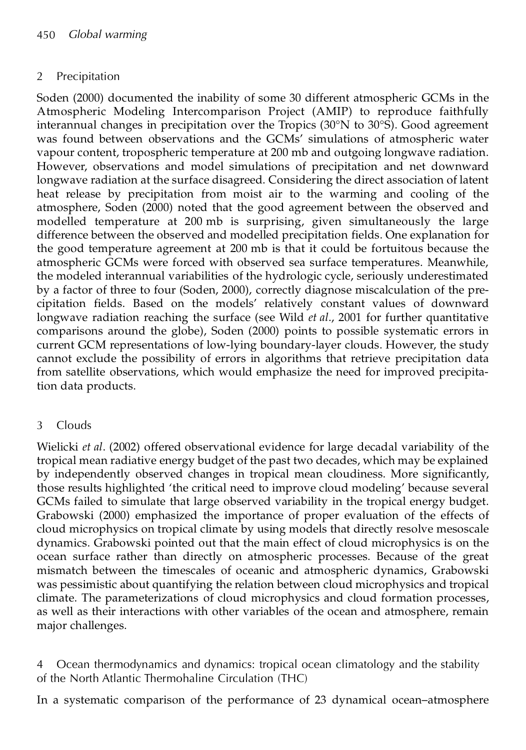## 2 Precipitation

Soden (2000) documented the inability of some 30 different atmospheric GCMs in the Atmospheric Modeling Intercomparison Project (AMIP) to reproduce faithfully interannual changes in precipitation over the Tropics (30°N to 30°S). Good agreement was found between observations and the GCMs' simulations of atmospheric water vapour content, tropospheric temperature at 200 mb and outgoing longwave radiation. However, observations and model simulations of precipitation and net downward longwave radiation at the surface disagreed. Considering the direct association of latent heat release by precipitation from moist air to the warming and cooling of the atmosphere, Soden (2000) noted that the good agreement between the observed and modelled temperature at 200 mb is surprising, given simultaneously the large difference between the observed and modelled precipitation fields. One explanation for the good temperature agreement at 200 mb is that it could be fortuitous because the atmospheric GCMs were forced with observed sea surface temperatures. Meanwhile, the modeled interannual variabilities of the hydrologic cycle, seriously underestimated by a factor of three to four (Soden, 2000), correctly diagnose miscalculation of the precipitation fields. Based on the models' relatively constant values of downward longwave radiation reaching the surface (see Wild *et al*., 2001 for further quantitative comparisons around the globe), Soden (2000) points to possible systematic errors in current GCM representations of low-lying boundary-layer clouds. However, the study cannot exclude the possibility of errors in algorithms that retrieve precipitation data from satellite observations, which would emphasize the need for improved precipitation data products.

## 3 Clouds

Wielicki *et al*. (2002) offered observational evidence for large decadal variability of the tropical mean radiative energy budget of the past two decades, which may be explained by independently observed changes in tropical mean cloudiness. More significantly, those results highlighted 'the critical need to improve cloud modeling' because several GCMs failed to simulate that large observed variability in the tropical energy budget. Grabowski (2000) emphasized the importance of proper evaluation of the effects of cloud microphysics on tropical climate by using models that directly resolve mesoscale dynamics. Grabowski pointed out that the main effect of cloud microphysics is on the ocean surface rather than directly on atmospheric processes. Because of the great mismatch between the timescales of oceanic and atmospheric dynamics, Grabowski was pessimistic about quantifying the relation between cloud microphysics and tropical climate. The parameterizations of cloud microphysics and cloud formation processes, as well as their interactions with other variables of the ocean and atmosphere, remain major challenges.

## 4 Ocean thermodynamics and dynamics: tropical ocean climatology and the stability of the North Atlantic Thermohaline Circulation (THC)

In a systematic comparison of the performance of 23 dynamical ocean–atmosphere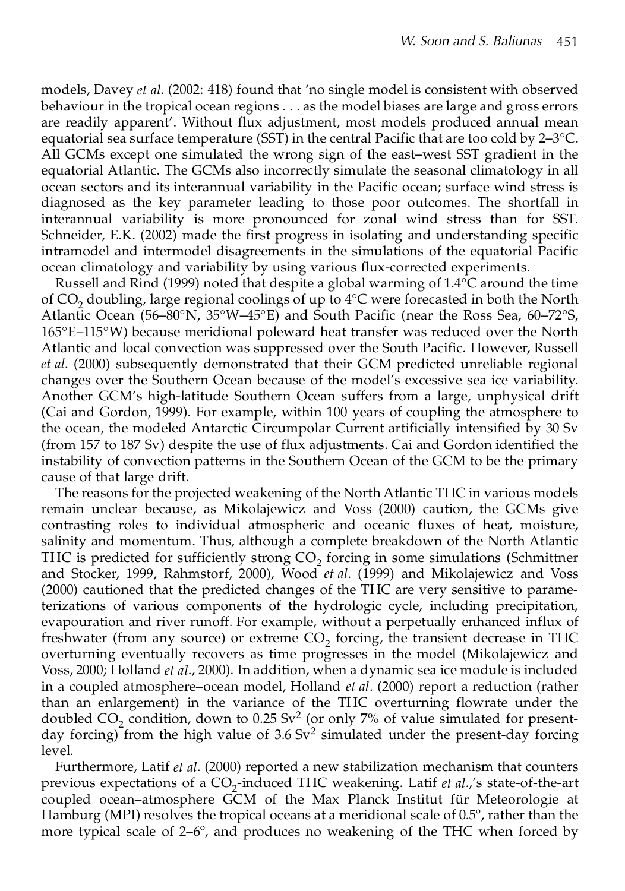models, Davey *et al*. (2002: 418) found that 'no single model is consistent with observed behaviour in the tropical ocean regions . . . as the model biases are large and gross errors are readily apparent'. Without flux adjustment, most models produced annual mean equatorial sea surface temperature (SST) in the central Pacific that are too cold by 2–3°C. All GCMs except one simulated the wrong sign of the east–west SST gradient in the equatorial Atlantic. The GCMs also incorrectly simulate the seasonal climatology in all ocean sectors and its interannual variability in the Pacific ocean; surface wind stress is diagnosed as the key parameter leading to those poor outcomes. The shortfall in interannual variability is more pronounced for zonal wind stress than for SST. Schneider, E.K. (2002) made the first progress in isolating and understanding specific intramodel and intermodel disagreements in the simulations of the equatorial Pacific ocean climatology and variability by using various flux-corrected experiments.

Russell and Rind (1999) noted that despite a global warming of 1.4°C around the time of $CO_2$ doubling, large regional coolings of up to 4°C were forecasted in both the North Atlantic Ocean (56–80°N, 35°W–45°E) and South Pacific (near the Ross Sea, 60–72°S, 165°E–115°W) because meridional poleward heat transfer was reduced over the North Atlantic and local convection was suppressed over the South Pacific. However, Russell *et al*. (2000) subsequently demonstrated that their GCM predicted unreliable regional changes over the Southern Ocean because of the model's excessive sea ice variability. Another GCM's high-latitude Southern Ocean suffers from a large, unphysical drift (Cai and Gordon, 1999). For example, within 100 years of coupling the atmosphere to the ocean, the modeled Antarctic Circumpolar Current artificially intensified by 30 Sv (from 157 to 187 Sv) despite the use of flux adjustments. Cai and Gordon identified the instability of convection patterns in the Southern Ocean of the GCM to be the primary cause of that large drift.

The reasons for the projected weakening of the North Atlantic THC in various models remain unclear because, as Mikolajewicz and Voss (2000) caution, the GCMs give contrasting roles to individual atmospheric and oceanic fluxes of heat, moisture, salinity and momentum. Thus, although a complete breakdown of the North Atlantic THC is predicted for sufficiently strong $CO_2$ forcing in some simulations (Schmittner and Stocker, 1999, Rahmstorf, 2000), Wood *et al*. (1999) and Mikolajewicz and Voss (2000) cautioned that the predicted changes of the THC are very sensitive to parameterizations of various components of the hydrologic cycle, including precipitation, evapouration and river runoff. For example, without a perpetually enhanced influx of freshwater (from any source) or extreme $CO_2$ forcing, the transient decrease in THC overturning eventually recovers as time progresses in the model (Mikolajewicz and Voss, 2000; Holland *et al*., 2000). In addition, when a dynamic sea ice module is included in a coupled atmosphere–ocean model, Holland *et al*. (2000) report a reduction (rather than an enlargement) in the variance of the THC overturning flowrate under the doubled $CO_2$ condition, down to 0.25 $Sv^2$ (or only 7% of value simulated for present-day forcing) from the high value of 3.6 $Sv^2$ simulated under the present-day forcing level.

Furthermore, Latif *et al*. (2000) reported a new stabilization mechanism that counters previous expectations of a $CO_2$-induced THC weakening. Latif *et al*.,'s state-of-the-art coupled ocean–atmosphere GCM of the Max Planck Institut für Meteorologie at Hamburg (MPI) resolves the tropical oceans at a meridional scale of 0.5°, rather than the more typical scale of 2–6°, and produces no weakening of the THC when forced by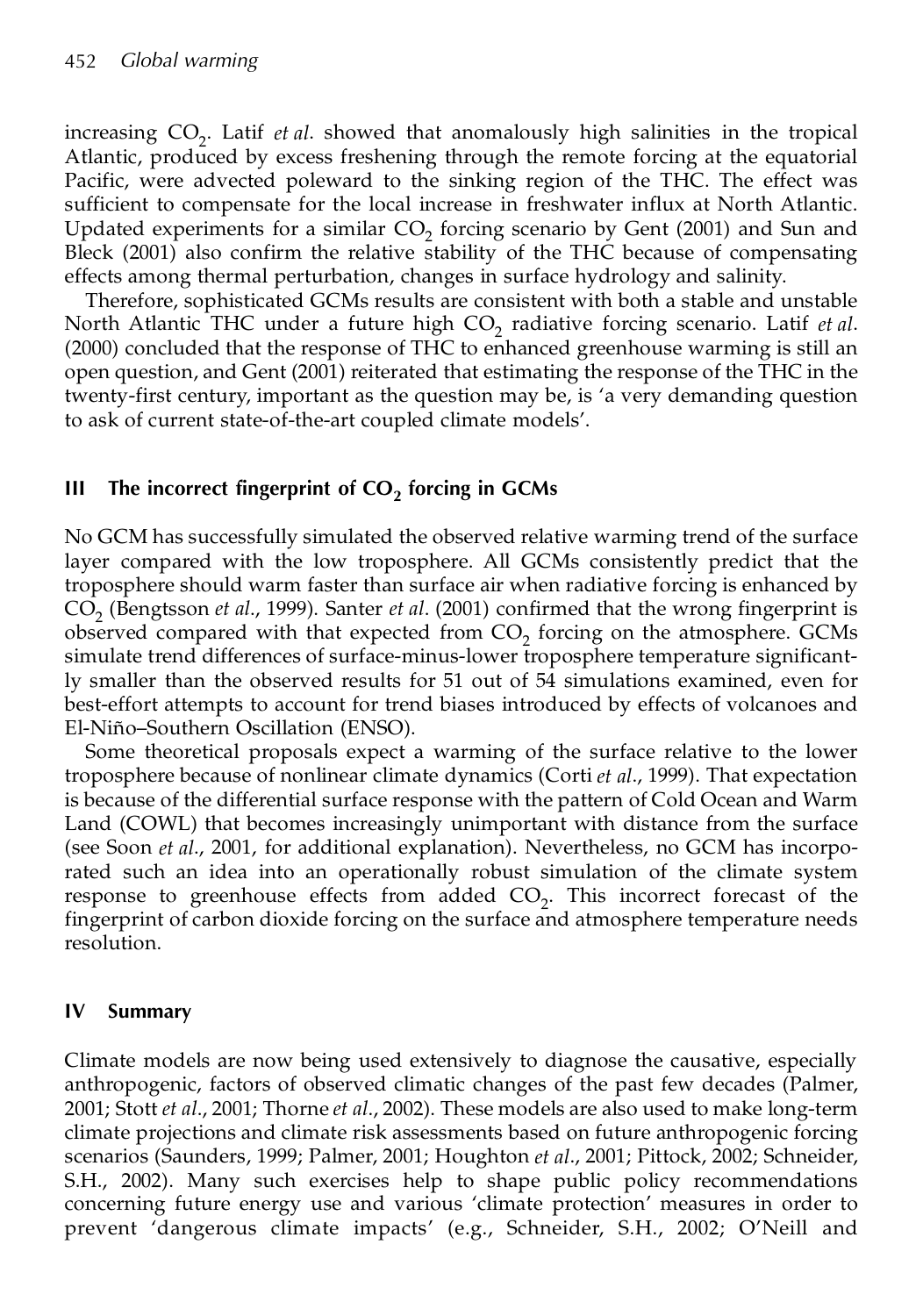increasing $CO_2$. Latif *et al.* showed that anomalously high salinities in the tropical Atlantic, produced by excess freshening through the remote forcing at the equatorial Pacific, were advected poleward to the sinking region of the THC. The effect was sufficient to compensate for the local increase in freshwater influx at North Atlantic. Updated experiments for a similar $CO_2$ forcing scenario by Gent (2001) and Sun and Bleck (2001) also confirm the relative stability of the THC because of compensating effects among thermal perturbation, changes in surface hydrology and salinity.

Therefore, sophisticated GCMs results are consistent with both a stable and unstable North Atlantic THC under a future high $CO_2$ radiative forcing scenario. Latif *et al.* (2000) concluded that the response of THC to enhanced greenhouse warming is still an open question, and Gent (2001) reiterated that estimating the response of the THC in the twenty-first century, important as the question may be, is 'a very demanding question to ask of current state-of-the-art coupled climate models'.

## III The incorrect fingerprint of $CO_2$ forcing in GCMs

No GCM has successfully simulated the observed relative warming trend of the surface layer compared with the low troposphere. All GCMs consistently predict that the troposphere should warm faster than surface air when radiative forcing is enhanced by $CO_2$ (Bengtsson *et al.*, 1999). Santer *et al.* (2001) confirmed that the wrong fingerprint is observed compared with that expected from $CO_2$ forcing on the atmosphere. GCMs simulate trend differences of surface-minus-lower troposphere temperature significantly smaller than the observed results for 51 out of 54 simulations examined, even for best-effort attempts to account for trend biases introduced by effects of volcanoes and El-Niño–Southern Oscillation (ENSO).

Some theoretical proposals expect a warming of the surface relative to the lower troposphere because of nonlinear climate dynamics (Corti *et al.*, 1999). That expectation is because of the differential surface response with the pattern of Cold Ocean and Warm Land (COWL) that becomes increasingly unimportant with distance from the surface (see Soon *et al.*, 2001, for additional explanation). Nevertheless, no GCM has incorporated such an idea into an operationally robust simulation of the climate system response to greenhouse effects from added $CO_2$. This incorrect forecast of the fingerprint of carbon dioxide forcing on the surface and atmosphere temperature needs resolution.

## IV Summary

Climate models are now being used extensively to diagnose the causative, especially anthropogenic, factors of observed climatic changes of the past few decades (Palmer, 2001; Stott *et al.*, 2001; Thorne *et al.*, 2002). These models are also used to make long-term climate projections and climate risk assessments based on future anthropogenic forcing scenarios (Saunders, 1999; Palmer, 2001; Houghton *et al.*, 2001; Pittock, 2002; Schneider, S.H., 2002). Many such exercises help to shape public policy recommendations concerning future energy use and various 'climate protection' measures in order to prevent 'dangerous climate impacts' (e.g., Schneider, S.H., 2002; O'Neill and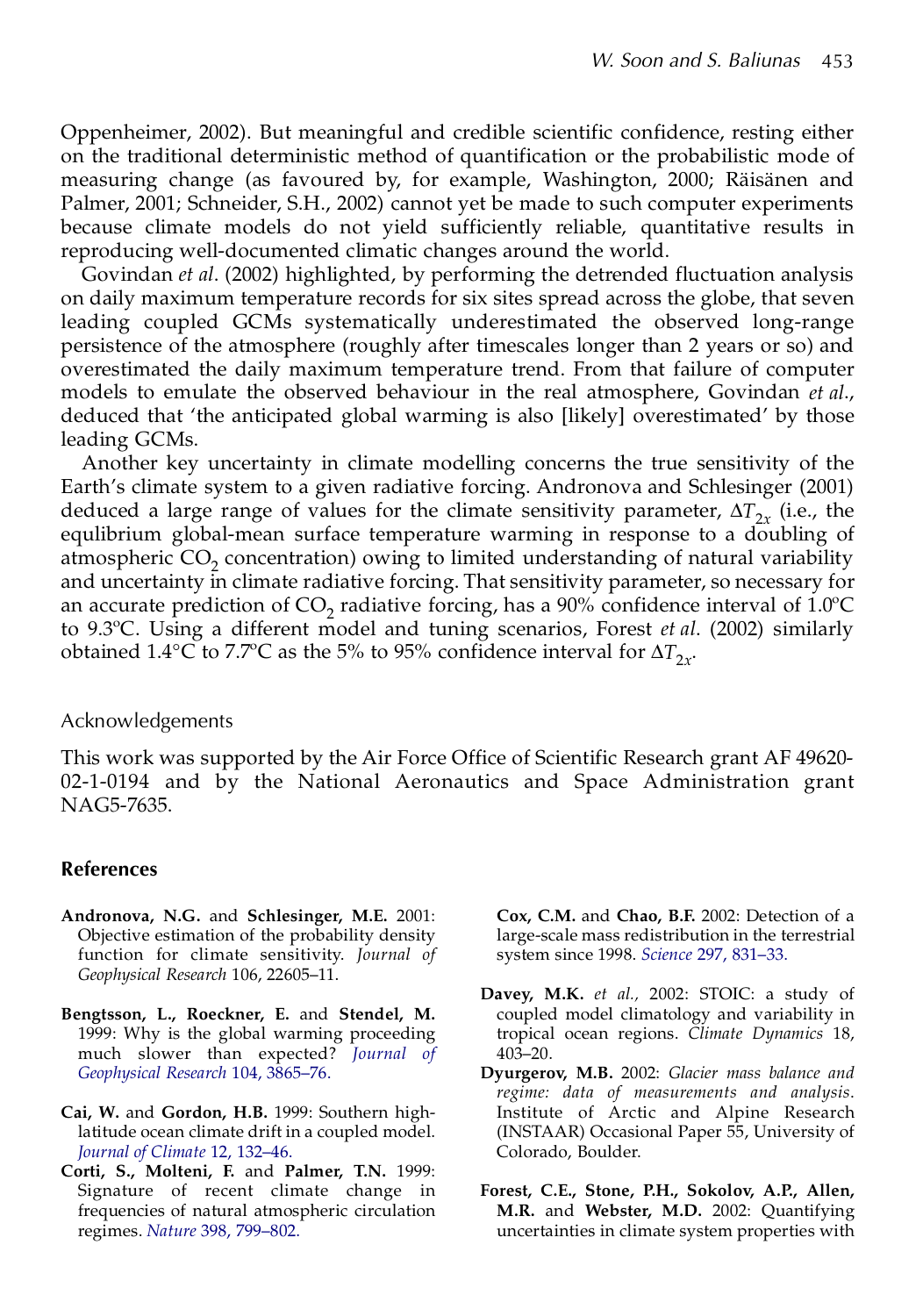Oppenheimer, 2002). But meaningful and credible scientific confidence, resting either on the traditional deterministic method of quantification or the probabilistic mode of measuring change (as favoured by, for example, Washington, 2000; Räisänen and Palmer, 2001; Schneider, S.H., 2002) cannot yet be made to such computer experiments because climate models do not yield sufficiently reliable, quantitative results in reproducing well-documented climatic changes around the world.

Govindan *et al*. (2002) highlighted, by performing the detrended fluctuation analysis on daily maximum temperature records for six sites spread across the globe, that seven leading coupled GCMs systematically underestimated the observed long-range persistence of the atmosphere (roughly after timescales longer than 2 years or so) and overestimated the daily maximum temperature trend. From that failure of computer models to emulate the observed behaviour in the real atmosphere, Govindan *et al*., deduced that 'the anticipated global warming is also [likely] overestimated' by those leading GCMs.

Another key uncertainty in climate modelling concerns the true sensitivity of the Earth's climate system to a given radiative forcing. Andronova and Schlesinger (2001) deduced a large range of values for the climate sensitivity parameter, $\Delta T_{2x}$ (i.e., the equlibrium global-mean surface temperature warming in response to a doubling of atmospheric $CO_2$ concentration) owing to limited understanding of natural variability and uncertainty in climate radiative forcing. That sensitivity parameter, so necessary for an accurate prediction of $CO_2$ radiative forcing, has a 90% confidence interval of 1.0ºC to 9.3ºC. Using a different model and tuning scenarios, Forest *et al*. (2002) similarly obtained 1.4°C to 7.7ºC as the 5% to 95% confidence interval for $\Delta T_{2x}$.

## Acknowledgements

This work was supported by the Air Force Office of Scientific Research grant AF 49620-02-1-0194 and by the National Aeronautics and Space Administration grant NAG5-7635.

## References

**Andronova, N.G.** and **Schlesinger, M.E.** 2001: Objective estimation of the probability density function for climate sensitivity. *Journal of Geophysical Research* 106, 22605–11.

**Bengtsson, L., Roeckner, E.** and **Stendel, M.** 1999: Why is the global warming proceeding much slower than expected? *Journal of Geophysical Research* 104, 3865–76.

**Cai, W.** and **Gordon, H.B.** 1999: Southern high-latitude ocean climate drift in a coupled model. *Journal of Climate* 12, 132–46.

**Corti, S., Molteni, F.** and **Palmer, T.N.** 1999: Signature of recent climate change in frequencies of natural atmospheric circulation regimes. *Nature* 398, 799–802.

**Cox, C.M.** and **Chao, B.F.** 2002: Detection of a large-scale mass redistribution in the terrestrial system since 1998. *Science* 297, 831–33.

**Davey, M.K.** *et al.,* 2002: STOIC: a study of coupled model climatology and variability in tropical ocean regions. *Climate Dynamics* 18, 403–20.

**Dyurgerov, M.B.** 2002: *Glacier mass balance and regime: data of measurements and analysis*. Institute of Arctic and Alpine Research (INSTAAR) Occasional Paper 55, University of Colorado, Boulder.

**Forest, C.E., Stone, P.H., Sokolov, A.P., Allen, M.R.** and **Webster, M.D.** 2002: Quantifying uncertainties in climate system properties with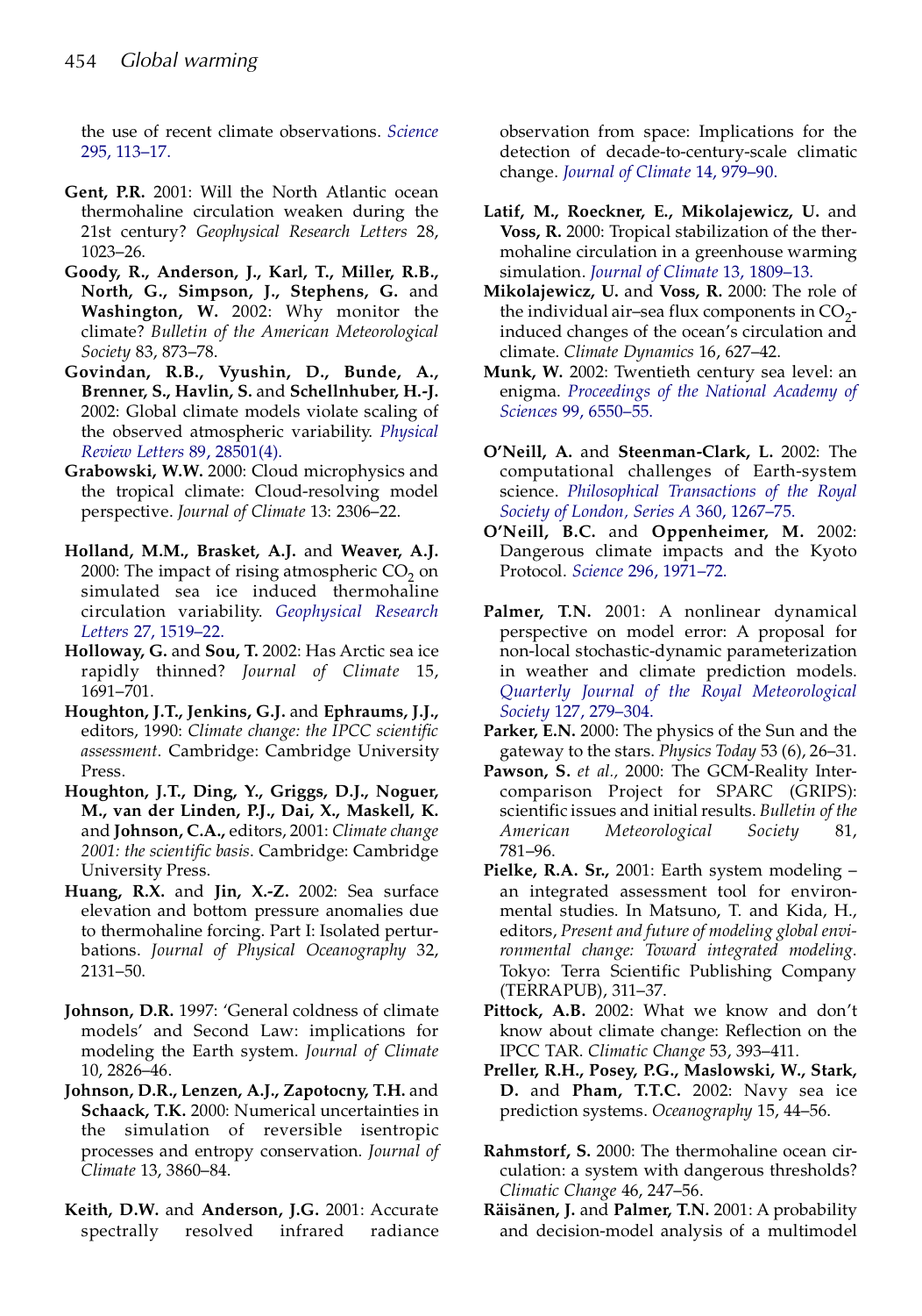the use of recent climate observations. *Science* 295, 113–17.

**Gent, P.R.** 2001: Will the North Atlantic ocean thermohaline circulation weaken during the 21st century? *Geophysical Research Letters* 28, 1023–26.

**Goody, R., Anderson, J., Karl, T., Miller, R.B., North, G., Simpson, J., Stephens, G.** and **Washington, W.** 2002: Why monitor the climate? *Bulletin of the American Meteorological Society* 83, 873–78.

**Govindan, R.B., Vyushin, D., Bunde, A., Brenner, S., Havlin, S.** and **Schellnhuber, H.-J.** 2002: Global climate models violate scaling of the observed atmospheric variability. *Physical Review Letters* 89, 28501(4).

**Grabowski, W.W.** 2000: Cloud microphysics and the tropical climate: Cloud-resolving model perspective. *Journal of Climate* 13: 2306–22.

**Holland, M.M., Brasket, A.J.** and **Weaver, A.J.** 2000: The impact of rising atmospheric $CO_2$ on simulated sea ice induced thermohaline circulation variability. *Geophysical Research Letters* 27, 1519–22.

**Holloway, G.** and **Sou, T.** 2002: Has Arctic sea ice rapidly thinned? *Journal of Climate* 15, 1691–701.

**Houghton, J.T., Jenkins, G.J.** and **Ephraums, J.J.,** editors, 1990: *Climate change: the IPCC scientific assessment*. Cambridge: Cambridge University Press.

**Houghton, J.T., Ding, Y., Griggs, D.J., Noguer, M., van der Linden, P.J., Dai, X., Maskell, K.** and **Johnson, C.A.,** editors, 2001: *Climate change 2001: the scientific basis*. Cambridge: Cambridge University Press.

**Huang, R.X.** and **Jin, X.-Z.** 2002: Sea surface elevation and bottom pressure anomalies due to thermohaline forcing. Part I: Isolated perturbations. *Journal of Physical Oceanography* 32, 2131–50.

**Johnson, D.R.** 1997: 'General coldness of climate models' and Second Law: implications for modeling the Earth system. *Journal of Climate* 10, 2826–46.

**Johnson, D.R., Lenzen, A.J., Zapotocny, T.H.** and **Schaack, T.K.** 2000: Numerical uncertainties in the simulation of reversible isentropic processes and entropy conservation. *Journal of Climate* 13, 3860–84.

**Keith, D.W.** and **Anderson, J.G.** 2001: Accurate spectrally resolved infrared radiance observation from space: Implications for the detection of decade-to-century-scale climatic change. *Journal of Climate* 14, 979–90.

**Latif, M., Roeckner, E., Mikolajewicz, U.** and **Voss, R.** 2000: Tropical stabilization of the thermohaline circulation in a greenhouse warming simulation. *Journal of Climate* 13, 1809–13.

**Mikolajewicz, U.** and **Voss, R.** 2000: The role of the individual air–sea flux components in $CO_2$-induced changes of the ocean's circulation and climate. *Climate Dynamics* 16, 627–42.

**Munk, W.** 2002: Twentieth century sea level: an enigma. *Proceedings of the National Academy of Sciences* 99, 6550–55.

**O'Neill, A.** and **Steenman-Clark, L.** 2002: The computational challenges of Earth-system science. *Philosophical Transactions of the Royal Society of London, Series A* 360, 1267–75.

**O'Neill, B.C.** and **Oppenheimer, M.** 2002: Dangerous climate impacts and the Kyoto Protocol. *Science* 296, 1971–72.

**Palmer, T.N.** 2001: A nonlinear dynamical perspective on model error: A proposal for non-local stochastic-dynamic parameterization in weather and climate prediction models. *Quarterly Journal of the Royal Meteorological Society* 127, 279–304.

**Parker, E.N.** 2000: The physics of the Sun and the gateway to the stars. *Physics Today* 53 (6), 26–31.

**Pawson, S.** *et al.,* 2000: The GCM-Reality Intercomparison Project for SPARC (GRIPS): scientific issues and initial results. *Bulletin of the American Meteorological Society* 81, 781–96.

**Pielke, R.A. Sr.,** 2001: Earth system modeling – an integrated assessment tool for environmental studies. In Matsuno, T. and Kida, H., editors, *Present and future of modeling global environmental change: Toward integrated modeling*. Tokyo: Terra Scientific Publishing Company (TERRAPUB), 311–37.

**Pittock, A.B.** 2002: What we know and don't know about climate change: Reflection on the IPCC TAR. *Climatic Change* 53, 393–411.

**Preller, R.H., Posey, P.G., Maslowski, W., Stark, D.** and **Pham, T.T.C.** 2002: Navy sea ice prediction systems. *Oceanography* 15, 44–56.

**Rahmstorf, S.** 2000: The thermohaline ocean circulation: a system with dangerous thresholds? *Climatic Change* 46, 247–56.

**Räisänen, J.** and **Palmer, T.N.** 2001: A probability and decision-model analysis of a multimodel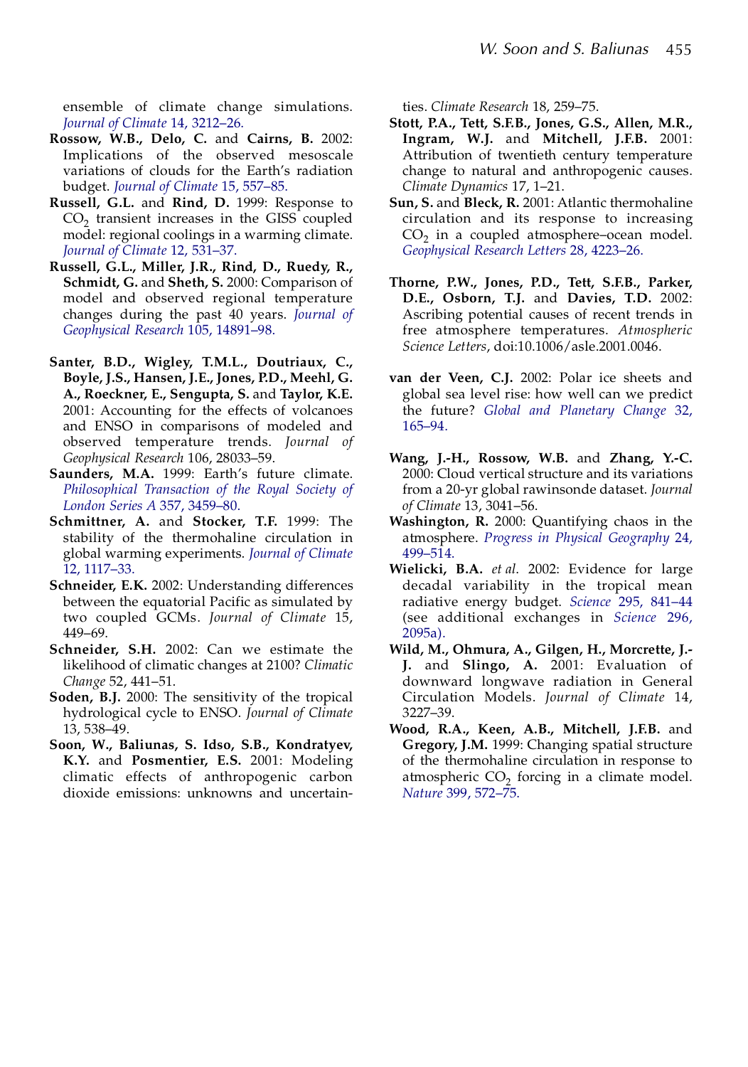ensemble of climate change simulations. *Journal of Climate* 14, 3212–26.

**Rossow, W.B., Delo, C.** and **Cairns, B.** 2002: Implications of the observed mesoscale variations of clouds for the Earth's radiation budget. *Journal of Climate* 15, 557–85.

**Russell, G.L.** and **Rind, D.** 1999: Response to $CO_2$ transient increases in the GISS coupled model: regional coolings in a warming climate. *Journal of Climate* 12, 531–37.

**Russell, G.L., Miller, J.R., Rind, D., Ruedy, R., Schmidt, G.** and **Sheth, S.** 2000: Comparison of model and observed regional temperature changes during the past 40 years. *Journal of Geophysical Research* 105, 14891–98.

**Santer, B.D., Wigley, T.M.L., Doutriaux, C., Boyle, J.S., Hansen, J.E., Jones, P.D., Meehl, G. A., Roeckner, E., Sengupta, S.** and **Taylor, K.E.** 2001: Accounting for the effects of volcanoes and ENSO in comparisons of modeled and observed temperature trends. *Journal of Geophysical Research* 106, 28033–59.

**Saunders, M.A.** 1999: Earth's future climate. *Philosophical Transaction of the Royal Society of London Series A* 357, 3459–80.

**Schmittner, A.** and **Stocker, T.F.** 1999: The stability of the thermohaline circulation in global warming experiments. *Journal of Climate* 12, 1117–33.

**Schneider, E.K.** 2002: Understanding differences between the equatorial Pacific as simulated by two coupled GCMs. *Journal of Climate* 15, 449–69.

**Schneider, S.H.** 2002: Can we estimate the likelihood of climatic changes at 2100? *Climatic Change* 52, 441–51.

**Soden, B.J.** 2000: The sensitivity of the tropical hydrological cycle to ENSO. *Journal of Climate* 13, 538–49.

**Soon, W., Baliunas, S. Idso, S.B., Kondratyev, K.Y.** and **Posmentier, E.S.** 2001: Modeling climatic effects of anthropogenic carbon dioxide emissions: unknowns and uncertainties. *Climate Research* 18, 259–75.

**Stott, P.A., Tett, S.F.B., Jones, G.S., Allen, M.R., Ingram, W.J.** and **Mitchell, J.F.B.** 2001: Attribution of twentieth century temperature change to natural and anthropogenic causes. *Climate Dynamics* 17, 1–21.

**Sun, S.** and **Bleck, R.** 2001: Atlantic thermohaline circulation and its response to increasing $CO_2$ in a coupled atmosphere–ocean model. *Geophysical Research Letters* 28, 4223–26.

**Thorne, P.W., Jones, P.D., Tett, S.F.B., Parker, D.E., Osborn, T.J.** and **Davies, T.D.** 2002: Ascribing potential causes of recent trends in free atmosphere temperatures. *Atmospheric Science Letters*, doi:10.1006/asle.2001.0046.

**van der Veen, C.J.** 2002: Polar ice sheets and global sea level rise: how well can we predict the future? *Global and Planetary Change* 32, 165–94.

**Wang, J.-H., Rossow, W.B.** and **Zhang, Y.-C.** 2000: Cloud vertical structure and its variations from a 20-yr global rawinsonde dataset. *Journal of Climate* 13, 3041–56.

**Washington, R.** 2000: Quantifying chaos in the atmosphere. *Progress in Physical Geography* 24, 499–514.

**Wielicki, B.A.** *et al.* 2002: Evidence for large decadal variability in the tropical mean radiative energy budget. *Science* 295, 841–44 (see additional exchanges in *Science* 296, 2095a).

**Wild, M., Ohmura, A., Gilgen, H., Morcrette, J.-J.** and **Slingo, A.** 2001: Evaluation of downward longwave radiation in General Circulation Models. *Journal of Climate* 14, 3227–39.

**Wood, R.A., Keen, A.B., Mitchell, J.F.B.** and **Gregory, J.M.** 1999: Changing spatial structure of the thermohaline circulation in response to atmospheric $CO_2$ forcing in a climate model. *Nature* 399, 572–75.